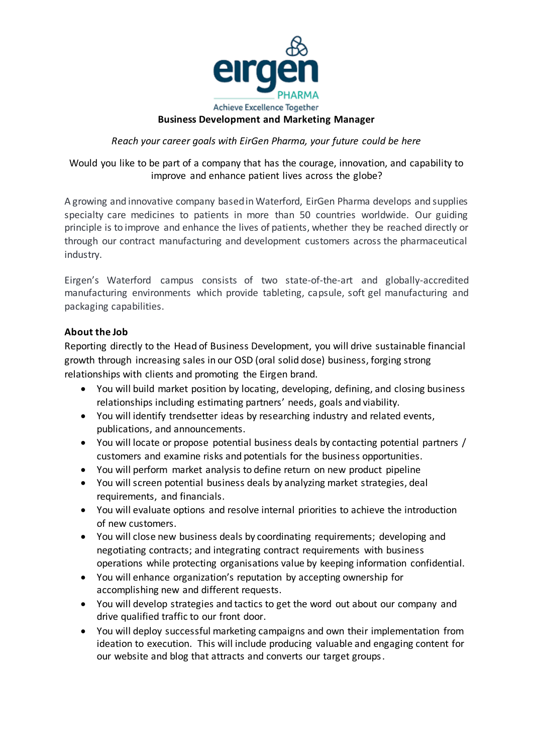eirgen PHARMA

Achieve Excellence Together

# Business Development and Marketing Manager

*Reach your career goals with EirGen Pharma, your future could be here*

Would you like to be part of a company that has the courage, innovation, and capability to improve and enhance patient lives across the globe?

A growing and innovative company based in Waterford, EirGen Pharma develops and supplies specialty care medicines to patients in more than 50 countries worldwide. Our guiding principle is to improve and enhance the lives of patients, whether they be reached directly or through our contract manufacturing and development customers across the pharmaceutical industry.

Eirgen's Waterford campus consists of two state-of-the-art and globally-accredited manufacturing environments which provide tableting, capsule, soft gel manufacturing and packaging capabilities.

## About the Job

Reporting directly to the Head of Business Development, you will drive sustainable financial growth through increasing sales in our OSD (oral solid dose) business, forging strong relationships with clients and promoting the Eirgen brand.

- You will build market position by locating, developing, defining, and closing business relationships including estimating partners' needs, goals and viability.
- You will identify trendsetter ideas by researching industry and related events, publications, and announcements.
- You will locate or propose potential business deals by contacting potential partners / customers and examine risks and potentials for the business opportunities.
- You will perform market analysis to define return on new product pipeline
- You will screen potential business deals by analyzing market strategies, deal requirements, and financials.
- You will evaluate options and resolve internal priorities to achieve the introduction of new customers.
- You will close new business deals by coordinating requirements; developing and negotiating contracts; and integrating contract requirements with business operations while protecting organisations value by keeping information confidential.
- You will enhance organization's reputation by accepting ownership for accomplishing new and different requests.
- You will develop strategies and tactics to get the word out about our company and drive qualified traffic to our front door.
- You will deploy successful marketing campaigns and own their implementation from ideation to execution. This will include producing valuable and engaging content for our website and blog that attracts and converts our target groups.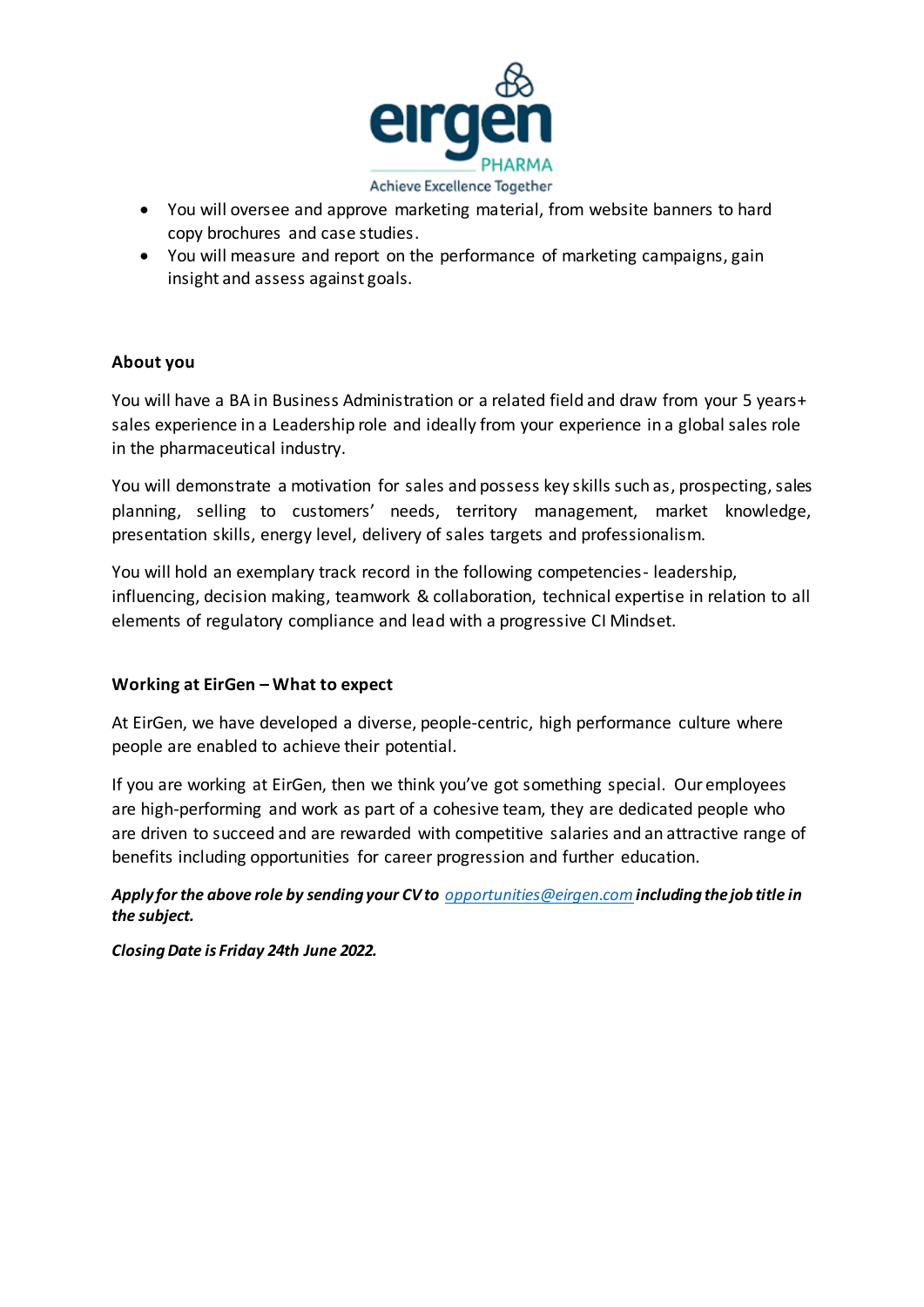- You will oversee and approve marketing material, from website banners to hard copy brochures and case studies.
- You will measure and report on the performance of marketing campaigns, gain insight and assess against goals.

**About you**

You will have a BA in Business Administration or a related field and draw from your 5 years+ sales experience in a Leadership role and ideally from your experience in a global sales role in the pharmaceutical industry.

You will demonstrate a motivation for sales and possess key skills such as, prospecting, sales planning, selling to customers' needs, territory management, market knowledge, presentation skills, energy level, delivery of sales targets and professionalism.

You will hold an exemplary track record in the following competencies- leadership, influencing, decision making, teamwork & collaboration, technical expertise in relation to all elements of regulatory compliance and lead with a progressive CI Mindset.

**Working at EirGen – What to expect**

At EirGen, we have developed a diverse, people-centric, high performance culture where people are enabled to achieve their potential.

If you are working at EirGen, then we think you've got something special. Our employees are high-performing and work as part of a cohesive team, they are dedicated people who are driven to succeed and are rewarded with competitive salaries and an attractive range of benefits including opportunities for career progression and further education.

***Apply for the above role by sending your CV to [opportunities@eirgen.com](mailto:opportunities@eirgen.com) including the job title in the subject.***

***Closing Date is Friday 24th June 2022.***